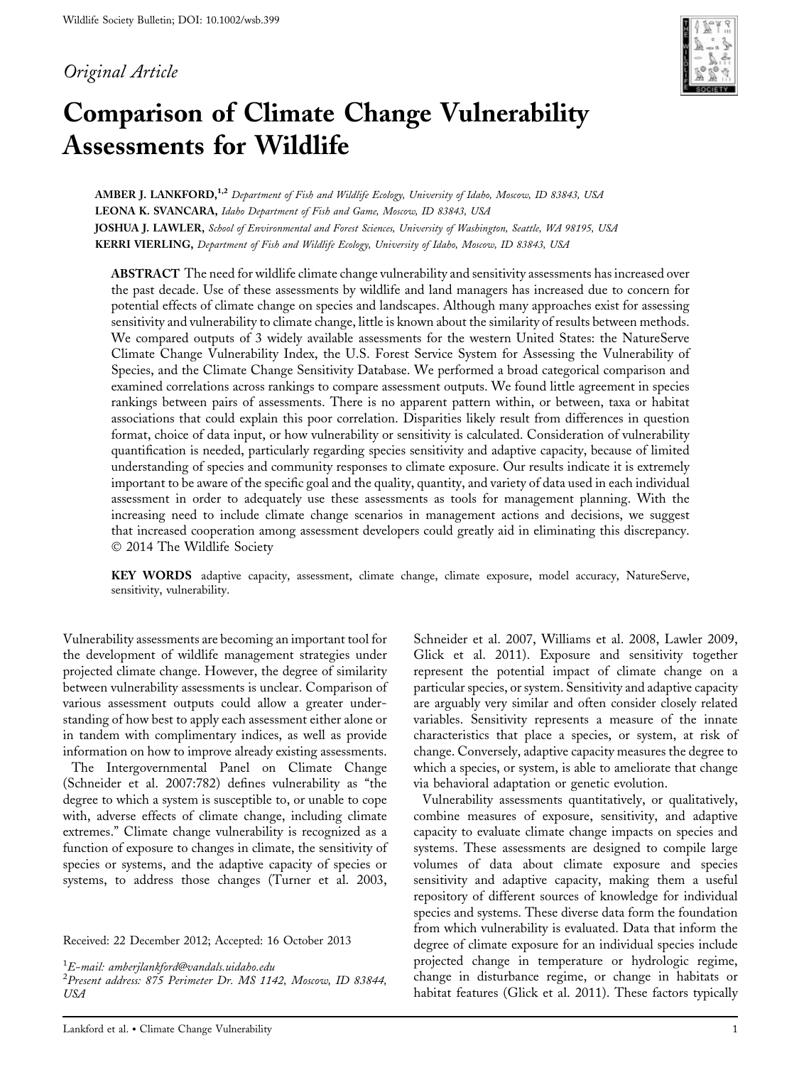*Original Article*

# Comparison of Climate Change Vulnerability Assessments for Wildlife

**AMBER J. LANKFORD**,[1,2] *Department of Fish and Wildlife Ecology, University of Idaho, Moscow, ID 83843, USA*
**LEONA K. SVANCARA**, *Idaho Department of Fish and Game, Moscow, ID 83843, USA*
**JOSHUA J. LAWLER**, *School of Environmental and Forest Sciences, University of Washington, Seattle, WA 98195, USA*
**KERRI VIERLING**, *Department of Fish and Wildlife Ecology, University of Idaho, Moscow, ID 83843, USA*

**ABSTRACT** The need for wildlife climate change vulnerability and sensitivity assessments has increased over the past decade. Use of these assessments by wildlife and land managers has increased due to concern for potential effects of climate change on species and landscapes. Although many approaches exist for assessing sensitivity and vulnerability to climate change, little is known about the similarity of results between methods. We compared outputs of 3 widely available assessments for the western United States: the NatureServe Climate Change Vulnerability Index, the U.S. Forest Service System for Assessing the Vulnerability of Species, and the Climate Change Sensitivity Database. We performed a broad categorical comparison and examined correlations across rankings to compare assessment outputs. We found little agreement in species rankings between pairs of assessments. There is no apparent pattern within, or between, taxa or habitat associations that could explain this poor correlation. Disparities likely result from differences in question format, choice of data input, or how vulnerability or sensitivity is calculated. Consideration of vulnerability quantification is needed, particularly regarding species sensitivity and adaptive capacity, because of limited understanding of species and community responses to climate exposure. Our results indicate it is extremely important to be aware of the specific goal and the quality, quantity, and variety of data used in each individual assessment in order to adequately use these assessments as tools for management planning. With the increasing need to include climate change scenarios in management actions and decisions, we suggest that increased cooperation among assessment developers could greatly aid in eliminating this discrepancy. © 2014 The Wildlife Society

**KEY WORDS** adaptive capacity, assessment, climate change, climate exposure, model accuracy, NatureServe, sensitivity, vulnerability.

Vulnerability assessments are becoming an important tool for the development of wildlife management strategies under projected climate change. However, the degree of similarity between vulnerability assessments is unclear. Comparison of various assessment outputs could allow a greater understanding of how best to apply each assessment either alone or in tandem with complimentary indices, as well as provide information on how to improve already existing assessments.

The Intergovernmental Panel on Climate Change (Schneider et al. 2007:782) defines vulnerability as "the degree to which a system is susceptible to, or unable to cope with, adverse effects of climate change, including climate extremes." Climate change vulnerability is recognized as a function of exposure to changes in climate, the sensitivity of species or systems, and the adaptive capacity of species or systems, to address those changes (Turner et al. 2003, Schneider et al. 2007, Williams et al. 2008, Lawler 2009, Glick et al. 2011). Exposure and sensitivity together represent the potential impact of climate change on a particular species, or system. Sensitivity and adaptive capacity are arguably very similar and often consider closely related variables. Sensitivity represents a measure of the innate characteristics that place a species, or system, at risk of change. Conversely, adaptive capacity measures the degree to which a species, or system, is able to ameliorate that change via behavioral adaptation or genetic evolution.

Vulnerability assessments quantitatively, or qualitatively, combine measures of exposure, sensitivity, and adaptive capacity to evaluate climate change impacts on species and systems. These assessments are designed to compile large volumes of data about climate exposure and species sensitivity and adaptive capacity, making them a useful repository of different sources of knowledge for individual species and systems. These diverse data form the foundation from which vulnerability is evaluated. Data that inform the degree of climate exposure for an individual species include projected change in temperature or hydrologic regime, change in disturbance regime, or change in habitats or habitat features (Glick et al. 2011). These factors typically

Received: 22 December 2012; Accepted: 16 October 2013

[1]*E-mail: amberjlankford@vandals.uidaho.edu*
[2]*Present address: 875 Perimeter Dr. MS 1142, Moscow, ID 83844, USA*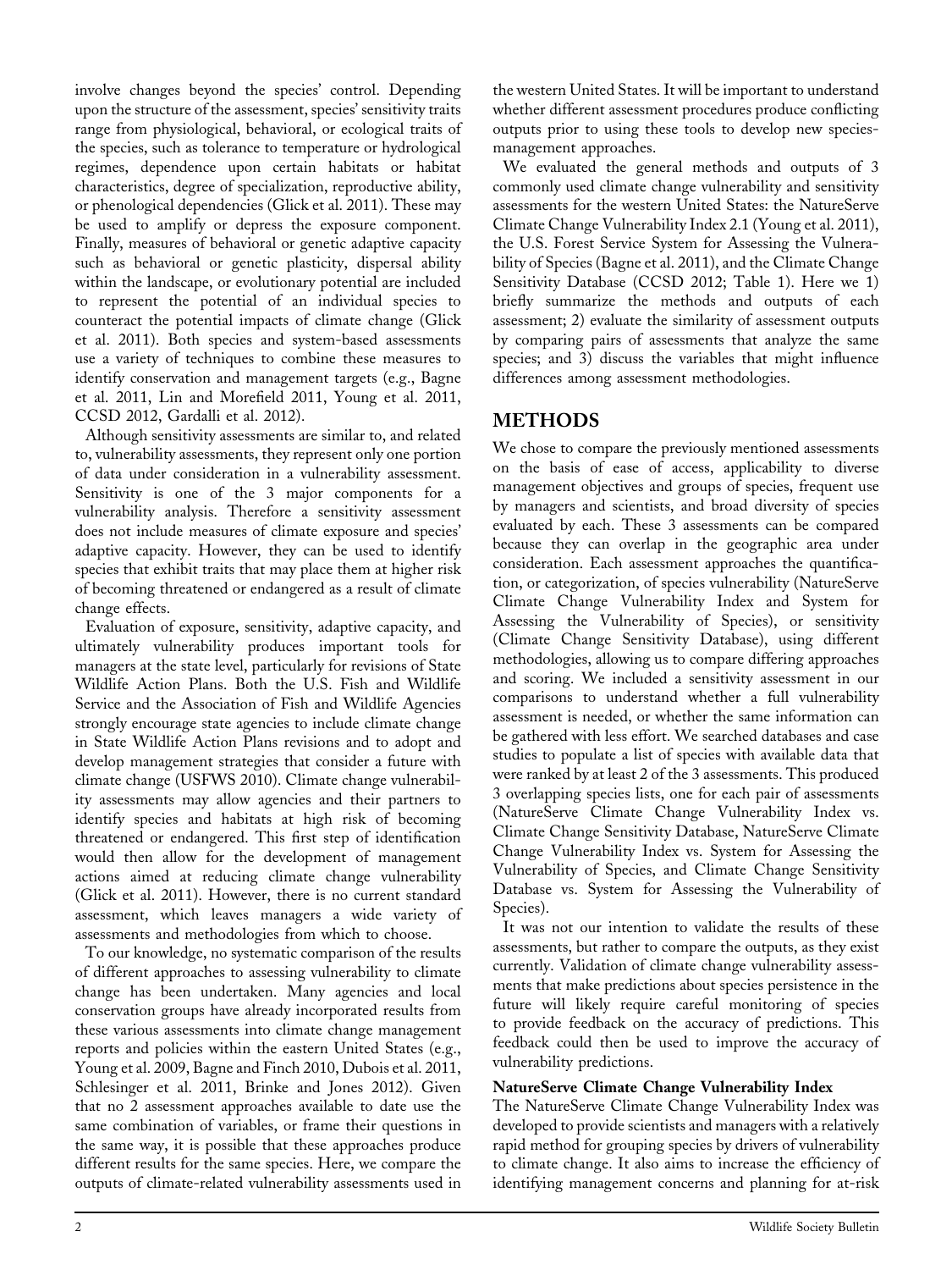involve changes beyond the species' control. Depending upon the structure of the assessment, species' sensitivity traits range from physiological, behavioral, or ecological traits of the species, such as tolerance to temperature or hydrological regimes, dependence upon certain habitats or habitat characteristics, degree of specialization, reproductive ability, or phenological dependencies (Glick et al. 2011). These may be used to amplify or depress the exposure component. Finally, measures of behavioral or genetic adaptive capacity such as behavioral or genetic plasticity, dispersal ability within the landscape, or evolutionary potential are included to represent the potential of an individual species to counteract the potential impacts of climate change (Glick et al. 2011). Both species and system-based assessments use a variety of techniques to combine these measures to identify conservation and management targets (e.g., Bagne et al. 2011, Lin and Morefield 2011, Young et al. 2011, CCSD 2012, Gardalli et al. 2012).

Although sensitivity assessments are similar to, and related to, vulnerability assessments, they represent only one portion of data under consideration in a vulnerability assessment. Sensitivity is one of the 3 major components for a vulnerability analysis. Therefore a sensitivity assessment does not include measures of climate exposure and species' adaptive capacity. However, they can be used to identify species that exhibit traits that may place them at higher risk of becoming threatened or endangered as a result of climate change effects.

Evaluation of exposure, sensitivity, adaptive capacity, and ultimately vulnerability produces important tools for managers at the state level, particularly for revisions of State Wildlife Action Plans. Both the U.S. Fish and Wildlife Service and the Association of Fish and Wildlife Agencies strongly encourage state agencies to include climate change in State Wildlife Action Plans revisions and to adopt and develop management strategies that consider a future with climate change (USFWS 2010). Climate change vulnerability assessments may allow agencies and their partners to identify species and habitats at high risk of becoming threatened or endangered. This first step of identification would then allow for the development of management actions aimed at reducing climate change vulnerability (Glick et al. 2011). However, there is no current standard assessment, which leaves managers a wide variety of assessments and methodologies from which to choose.

To our knowledge, no systematic comparison of the results of different approaches to assessing vulnerability to climate change has been undertaken. Many agencies and local conservation groups have already incorporated results from these various assessments into climate change management reports and policies within the eastern United States (e.g., Young et al. 2009, Bagne and Finch 2010, Dubois et al. 2011, Schlesinger et al. 2011, Brinke and Jones 2012). Given that no 2 assessment approaches available to date use the same combination of variables, or frame their questions in the same way, it is possible that these approaches produce different results for the same species. Here, we compare the outputs of climate-related vulnerability assessments used in the western United States. It will be important to understand whether different assessment procedures produce conflicting outputs prior to using these tools to develop new species-management approaches.

We evaluated the general methods and outputs of 3 commonly used climate change vulnerability and sensitivity assessments for the western United States: the NatureServe Climate Change Vulnerability Index 2.1 (Young et al. 2011), the U.S. Forest Service System for Assessing the Vulnerability of Species (Bagne et al. 2011), and the Climate Change Sensitivity Database (CCSD 2012; Table 1). Here we 1) briefly summarize the methods and outputs of each assessment; 2) evaluate the similarity of assessment outputs by comparing pairs of assessments that analyze the same species; and 3) discuss the variables that might influence differences among assessment methodologies.

## METHODS

We chose to compare the previously mentioned assessments on the basis of ease of access, applicability to diverse management objectives and groups of species, frequent use by managers and scientists, and broad diversity of species evaluated by each. These 3 assessments can be compared because they can overlap in the geographic area under consideration. Each assessment approaches the quantification, or categorization, of species vulnerability (NatureServe Climate Change Vulnerability Index and System for Assessing the Vulnerability of Species), or sensitivity (Climate Change Sensitivity Database), using different methodologies, allowing us to compare differing approaches and scoring. We included a sensitivity assessment in our comparisons to understand whether a full vulnerability assessment is needed, or whether the same information can be gathered with less effort. We searched databases and case studies to populate a list of species with available data that were ranked by at least 2 of the 3 assessments. This produced 3 overlapping species lists, one for each pair of assessments (NatureServe Climate Change Vulnerability Index vs. Climate Change Sensitivity Database, NatureServe Climate Change Vulnerability Index vs. System for Assessing the Vulnerability of Species, and Climate Change Sensitivity Database vs. System for Assessing the Vulnerability of Species).

It was not our intention to validate the results of these assessments, but rather to compare the outputs, as they exist currently. Validation of climate change vulnerability assessments that make predictions about species persistence in the future will likely require careful monitoring of species to provide feedback on the accuracy of predictions. This feedback could then be used to improve the accuracy of vulnerability predictions.

### NatureServe Climate Change Vulnerability Index

The NatureServe Climate Change Vulnerability Index was developed to provide scientists and managers with a relatively rapid method for grouping species by drivers of vulnerability to climate change. It also aims to increase the efficiency of identifying management concerns and planning for at-risk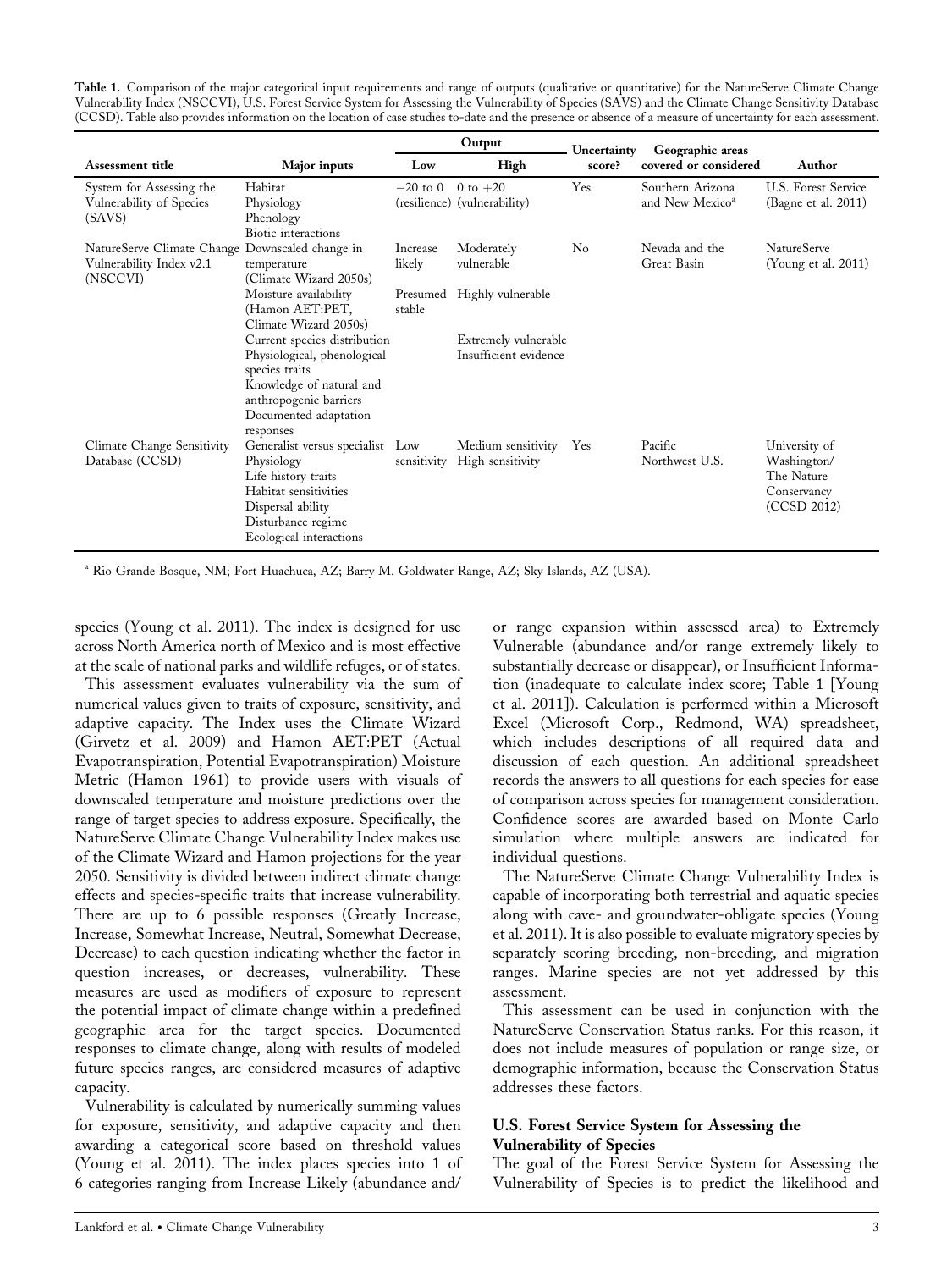**Table 1.** Comparison of the major categorical input requirements and range of outputs (qualitative or quantitative) for the NatureServe Climate Change Vulnerability Index (NSCCVI), U.S. Forest Service System for Assessing the Vulnerability of Species (SAVS) and the Climate Change Sensitivity Database (CCSD). Table also provides information on the location of case studies to-date and the presence or absence of a measure of uncertainty for each assessment.

| Assessment title | Major inputs | Output | | Uncertainty score? | Geographic areas covered or considered | Author |
|---|---|---|---|---|---|---|
| | | Low | High | | | |
| System for Assessing the Vulnerability of Species (SAVS) | Habitat<br>Physiology<br>Phenology<br>Biotic interactions | −20 to 0 (resilience) | 0 to +20 (vulnerability) | Yes | Southern Arizona and New Mexico[a] | U.S. Forest Service (Bagne et al. 2011) |
| NatureServe Climate Change Vulnerability Index v2.1 (NSCCVI) | Downscaled change in temperature (Climate Wizard 2050s)<br>Moisture availability (Hamon AET:PET, Climate Wizard 2050s)<br>Current species distribution<br>Physiological, phenological species traits<br>Knowledge of natural and anthropogenic barriers<br>Documented adaptation responses | Increase likely<br>Presumed stable | Moderately vulnerable<br>Highly vulnerable<br>Extremely vulnerable<br>Insufficient evidence | No | Nevada and the Great Basin | NatureServe (Young et al. 2011) |
| Climate Change Sensitivity Database (CCSD) | Generalist versus specialist<br>Physiology<br>Life history traits<br>Habitat sensitivities<br>Dispersal ability<br>Disturbance regime<br>Ecological interactions | Low sensitivity | Medium sensitivity<br>High sensitivity | Yes | Pacific Northwest U.S. | University of Washington/ The Nature Conservancy (CCSD 2012) |

[a] Rio Grande Bosque, NM; Fort Huachuca, AZ; Barry M. Goldwater Range, AZ; Sky Islands, AZ (USA).

species (Young et al. 2011). The index is designed for use across North America north of Mexico and is most effective at the scale of national parks and wildlife refuges, or of states.

This assessment evaluates vulnerability via the sum of numerical values given to traits of exposure, sensitivity, and adaptive capacity. The Index uses the Climate Wizard (Girvetz et al. 2009) and Hamon AET:PET (Actual Evapotranspiration, Potential Evapotranspiration) Moisture Metric (Hamon 1961) to provide users with visuals of downscaled temperature and moisture predictions over the range of target species to address exposure. Specifically, the NatureServe Climate Change Vulnerability Index makes use of the Climate Wizard and Hamon projections for the year 2050. Sensitivity is divided between indirect climate change effects and species-specific traits that increase vulnerability. There are up to 6 possible responses (Greatly Increase, Increase, Somewhat Increase, Neutral, Somewhat Decrease, Decrease) to each question indicating whether the factor in question increases, or decreases, vulnerability. These measures are used as modifiers of exposure to represent the potential impact of climate change within a predefined geographic area for the target species. Documented responses to climate change, along with results of modeled future species ranges, are considered measures of adaptive capacity.

Vulnerability is calculated by numerically summing values for exposure, sensitivity, and adaptive capacity and then awarding a categorical score based on threshold values (Young et al. 2011). The index places species into 1 of 6 categories ranging from Increase Likely (abundance and/or range expansion within assessed area) to Extremely Vulnerable (abundance and/or range extremely likely to substantially decrease or disappear), or Insufficient Information (inadequate to calculate index score; Table 1 [Young et al. 2011]). Calculation is performed within a Microsoft Excel (Microsoft Corp., Redmond, WA) spreadsheet, which includes descriptions of all required data and discussion of each question. An additional spreadsheet records the answers to all questions for each species for ease of comparison across species for management consideration. Confidence scores are awarded based on Monte Carlo simulation where multiple answers are indicated for individual questions.

The NatureServe Climate Change Vulnerability Index is capable of incorporating both terrestrial and aquatic species along with cave- and groundwater-obligate species (Young et al. 2011). It is also possible to evaluate migratory species by separately scoring breeding, non-breeding, and migration ranges. Marine species are not yet addressed by this assessment.

This assessment can be used in conjunction with the NatureServe Conservation Status ranks. For this reason, it does not include measures of population or range size, or demographic information, because the Conservation Status addresses these factors.

### U.S. Forest Service System for Assessing the Vulnerability of Species

The goal of the Forest Service System for Assessing the Vulnerability of Species is to predict the likelihood and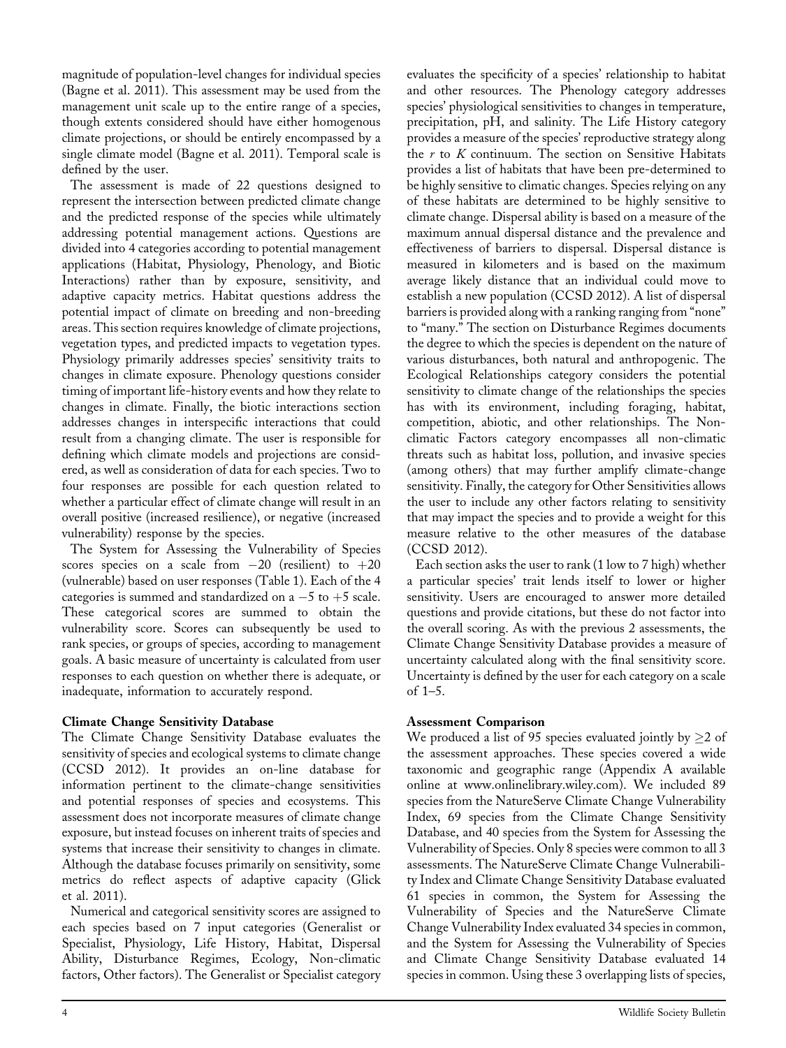magnitude of population-level changes for individual species (Bagne et al. 2011). This assessment may be used from the management unit scale up to the entire range of a species, though extents considered should have either homogenous climate projections, or should be entirely encompassed by a single climate model (Bagne et al. 2011). Temporal scale is defined by the user.

The assessment is made of 22 questions designed to represent the intersection between predicted climate change and the predicted response of the species while ultimately addressing potential management actions. Questions are divided into 4 categories according to potential management applications (Habitat, Physiology, Phenology, and Biotic Interactions) rather than by exposure, sensitivity, and adaptive capacity metrics. Habitat questions address the potential impact of climate on breeding and non-breeding areas. This section requires knowledge of climate projections, vegetation types, and predicted impacts to vegetation types. Physiology primarily addresses species' sensitivity traits to changes in climate exposure. Phenology questions consider timing of important life-history events and how they relate to changes in climate. Finally, the biotic interactions section addresses changes in interspecific interactions that could result from a changing climate. The user is responsible for defining which climate models and projections are considered, as well as consideration of data for each species. Two to four responses are possible for each question related to whether a particular effect of climate change will result in an overall positive (increased resilience), or negative (increased vulnerability) response by the species.

The System for Assessing the Vulnerability of Species scores species on a scale from $-20$ (resilient) to $+20$ (vulnerable) based on user responses (Table 1). Each of the 4 categories is summed and standardized on a $-5$ to $+5$ scale. These categorical scores are summed to obtain the vulnerability score. Scores can subsequently be used to rank species, or groups of species, according to management goals. A basic measure of uncertainty is calculated from user responses to each question on whether there is adequate, or inadequate, information to accurately respond.

### Climate Change Sensitivity Database

The Climate Change Sensitivity Database evaluates the sensitivity of species and ecological systems to climate change (CCSD 2012). It provides an on-line database for information pertinent to the climate-change sensitivities and potential responses of species and ecosystems. This assessment does not incorporate measures of climate change exposure, but instead focuses on inherent traits of species and systems that increase their sensitivity to changes in climate. Although the database focuses primarily on sensitivity, some metrics do reflect aspects of adaptive capacity (Glick et al. 2011).

Numerical and categorical sensitivity scores are assigned to each species based on 7 input categories (Generalist or Specialist, Physiology, Life History, Habitat, Dispersal Ability, Disturbance Regimes, Ecology, Non-climatic factors, Other factors). The Generalist or Specialist category evaluates the specificity of a species' relationship to habitat and other resources. The Phenology category addresses species' physiological sensitivities to changes in temperature, precipitation, pH, and salinity. The Life History category provides a measure of the species' reproductive strategy along the $r$ to $K$ continuum. The section on Sensitive Habitats provides a list of habitats that have been pre-determined to be highly sensitive to climatic changes. Species relying on any of these habitats are determined to be highly sensitive to climate change. Dispersal ability is based on a measure of the maximum annual dispersal distance and the prevalence and effectiveness of barriers to dispersal. Dispersal distance is measured in kilometers and is based on the maximum average likely distance that an individual could move to establish a new population (CCSD 2012). A list of dispersal barriers is provided along with a ranking ranging from "none" to "many." The section on Disturbance Regimes documents the degree to which the species is dependent on the nature of various disturbances, both natural and anthropogenic. The Ecological Relationships category considers the potential sensitivity to climate change of the relationships the species has with its environment, including foraging, habitat, competition, abiotic, and other relationships. The Non-climatic Factors category encompasses all non-climatic threats such as habitat loss, pollution, and invasive species (among others) that may further amplify climate-change sensitivity. Finally, the category for Other Sensitivities allows the user to include any other factors relating to sensitivity that may impact the species and to provide a weight for this measure relative to the other measures of the database (CCSD 2012).

Each section asks the user to rank (1 low to 7 high) whether a particular species' trait lends itself to lower or higher sensitivity. Users are encouraged to answer more detailed questions and provide citations, but these do not factor into the overall scoring. As with the previous 2 assessments, the Climate Change Sensitivity Database provides a measure of uncertainty calculated along with the final sensitivity score. Uncertainty is defined by the user for each category on a scale of 1–5.

### Assessment Comparison

We produced a list of 95 species evaluated jointly by $\geq 2$ of the assessment approaches. These species covered a wide taxonomic and geographic range (Appendix A available online at www.onlinelibrary.wiley.com). We included 89 species from the NatureServe Climate Change Vulnerability Index, 69 species from the Climate Change Sensitivity Database, and 40 species from the System for Assessing the Vulnerability of Species. Only 8 species were common to all 3 assessments. The NatureServe Climate Change Vulnerability Index and Climate Change Sensitivity Database evaluated 61 species in common, the System for Assessing the Vulnerability of Species and the NatureServe Climate Change Vulnerability Index evaluated 34 species in common, and the System for Assessing the Vulnerability of Species and Climate Change Sensitivity Database evaluated 14 species in common. Using these 3 overlapping lists of species,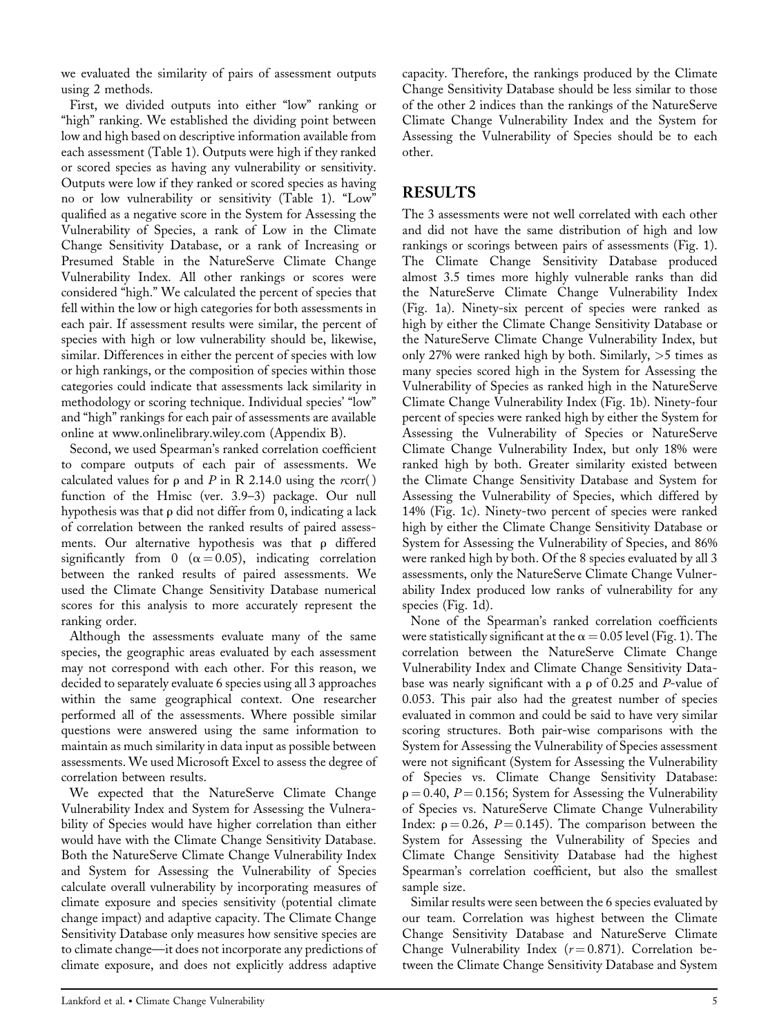we evaluated the similarity of pairs of assessment outputs using 2 methods.

First, we divided outputs into either "low" ranking or "high" ranking. We established the dividing point between low and high based on descriptive information available from each assessment (Table 1). Outputs were high if they ranked or scored species as having any vulnerability or sensitivity. Outputs were low if they ranked or scored species as having no or low vulnerability or sensitivity (Table 1). "Low" qualified as a negative score in the System for Assessing the Vulnerability of Species, a rank of Low in the Climate Change Sensitivity Database, or a rank of Increasing or Presumed Stable in the NatureServe Climate Change Vulnerability Index. All other rankings or scores were considered "high." We calculated the percent of species that fell within the low or high categories for both assessments in each pair. If assessment results were similar, the percent of species with high or low vulnerability should be, likewise, similar. Differences in either the percent of species with low or high rankings, or the composition of species within those categories could indicate that assessments lack similarity in methodology or scoring technique. Individual species' "low" and "high" rankings for each pair of assessments are available online at www.onlinelibrary.wiley.com (Appendix B).

Second, we used Spearman's ranked correlation coefficient to compare outputs of each pair of assessments. We calculated values for $\rho$ and $P$ in R 2.14.0 using the *r*corr( ) function of the Hmisc (ver. 3.9–3) package. Our null hypothesis was that $\rho$ did not differ from 0, indicating a lack of correlation between the ranked results of paired assessments. Our alternative hypothesis was that $\rho$ differed significantly from 0 ($\alpha = 0.05$), indicating correlation between the ranked results of paired assessments. We used the Climate Change Sensitivity Database numerical scores for this analysis to more accurately represent the ranking order.

Although the assessments evaluate many of the same species, the geographic areas evaluated by each assessment may not correspond with each other. For this reason, we decided to separately evaluate 6 species using all 3 approaches within the same geographical context. One researcher performed all of the assessments. Where possible similar questions were answered using the same information to maintain as much similarity in data input as possible between assessments. We used Microsoft Excel to assess the degree of correlation between results.

We expected that the NatureServe Climate Change Vulnerability Index and System for Assessing the Vulnerability of Species would have higher correlation than either would have with the Climate Change Sensitivity Database. Both the NatureServe Climate Change Vulnerability Index and System for Assessing the Vulnerability of Species calculate overall vulnerability by incorporating measures of climate exposure and species sensitivity (potential climate change impact) and adaptive capacity. The Climate Change Sensitivity Database only measures how sensitive species are to climate change—it does not incorporate any predictions of climate exposure, and does not explicitly address adaptive capacity. Therefore, the rankings produced by the Climate Change Sensitivity Database should be less similar to those of the other 2 indices than the rankings of the NatureServe Climate Change Vulnerability Index and the System for Assessing the Vulnerability of Species should be to each other.

## RESULTS

The 3 assessments were not well correlated with each other and did not have the same distribution of high and low rankings or scorings between pairs of assessments (Fig. 1). The Climate Change Sensitivity Database produced almost 3.5 times more highly vulnerable ranks than did the NatureServe Climate Change Vulnerability Index (Fig. 1a). Ninety-six percent of species were ranked as high by either the Climate Change Sensitivity Database or the NatureServe Climate Change Vulnerability Index, but only 27% were ranked high by both. Similarly, >5 times as many species scored high in the System for Assessing the Vulnerability of Species as ranked high in the NatureServe Climate Change Vulnerability Index (Fig. 1b). Ninety-four percent of species were ranked high by either the System for Assessing the Vulnerability of Species or NatureServe Climate Change Vulnerability Index, but only 18% were ranked high by both. Greater similarity existed between the Climate Change Sensitivity Database and System for Assessing the Vulnerability of Species, which differed by 14% (Fig. 1c). Ninety-two percent of species were ranked high by either the Climate Change Sensitivity Database or System for Assessing the Vulnerability of Species, and 86% were ranked high by both. Of the 8 species evaluated by all 3 assessments, only the NatureServe Climate Change Vulnerability Index produced low ranks of vulnerability for any species (Fig. 1d).

None of the Spearman's ranked correlation coefficients were statistically significant at the $\alpha = 0.05$ level (Fig. 1). The correlation between the NatureServe Climate Change Vulnerability Index and Climate Change Sensitivity Database was nearly significant with a $\rho$ of 0.25 and $P$-value of 0.053. This pair also had the greatest number of species evaluated in common and could be said to have very similar scoring structures. Both pair-wise comparisons with the System for Assessing the Vulnerability of Species assessment were not significant (System for Assessing the Vulnerability of Species vs. Climate Change Sensitivity Database: $\rho = 0.40$, $P = 0.156$; System for Assessing the Vulnerability of Species vs. NatureServe Climate Change Vulnerability Index: $\rho = 0.26$, $P = 0.145$). The comparison between the System for Assessing the Vulnerability of Species and Climate Change Sensitivity Database had the highest Spearman's correlation coefficient, but also the smallest sample size.

Similar results were seen between the 6 species evaluated by our team. Correlation was highest between the Climate Change Sensitivity Database and NatureServe Climate Change Vulnerability Index ($r = 0.871$). Correlation between the Climate Change Sensitivity Database and System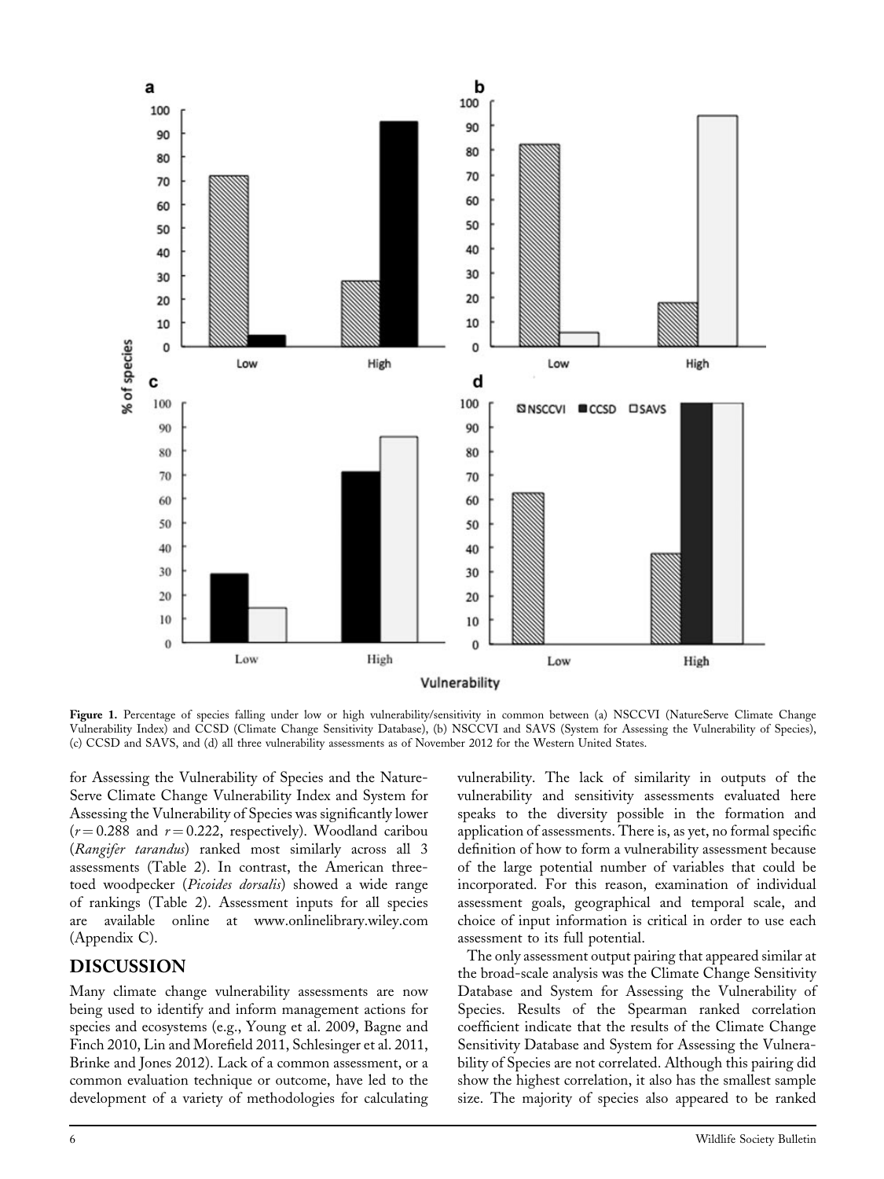Figure 1. Percentage of species falling under low or high vulnerability/sensitivity in common between (a) NSCCVI (NatureServe Climate Change Vulnerability Index) and CCSD (Climate Change Sensitivity Database), (b) NSCCVI and SAVS (System for Assessing the Vulnerability of Species), (c) CCSD and SAVS, and (d) all three vulnerability assessments as of November 2012 for the Western United States.

for Assessing the Vulnerability of Species and the NatureServe Climate Change Vulnerability Index and System for Assessing the Vulnerability of Species was significantly lower ($r = 0.288$ and $r = 0.222$, respectively). Woodland caribou (*Rangifer tarandus*) ranked most similarly across all 3 assessments (Table 2). In contrast, the American three-toed woodpecker (*Picoides dorsalis*) showed a wide range of rankings (Table 2). Assessment inputs for all species are available online at www.onlinelibrary.wiley.com (Appendix C).

## DISCUSSION

Many climate change vulnerability assessments are now being used to identify and inform management actions for species and ecosystems (e.g., Young et al. 2009, Bagne and Finch 2010, Lin and Morefield 2011, Schlesinger et al. 2011, Brinke and Jones 2012). Lack of a common assessment, or a common evaluation technique or outcome, have led to the development of a variety of methodologies for calculating vulnerability. The lack of similarity in outputs of the vulnerability and sensitivity assessments evaluated here speaks to the diversity possible in the formation and application of assessments. There is, as yet, no formal specific definition of how to form a vulnerability assessment because of the large potential number of variables that could be incorporated. For this reason, examination of individual assessment goals, geographical and temporal scale, and choice of input information is critical in order to use each assessment to its full potential.

The only assessment output pairing that appeared similar at the broad-scale analysis was the Climate Change Sensitivity Database and System for Assessing the Vulnerability of Species. Results of the Spearman ranked correlation coefficient indicate that the results of the Climate Change Sensitivity Database and System for Assessing the Vulnerability of Species are not correlated. Although this pairing did show the highest correlation, it also has the smallest sample size. The majority of species also appeared to be ranked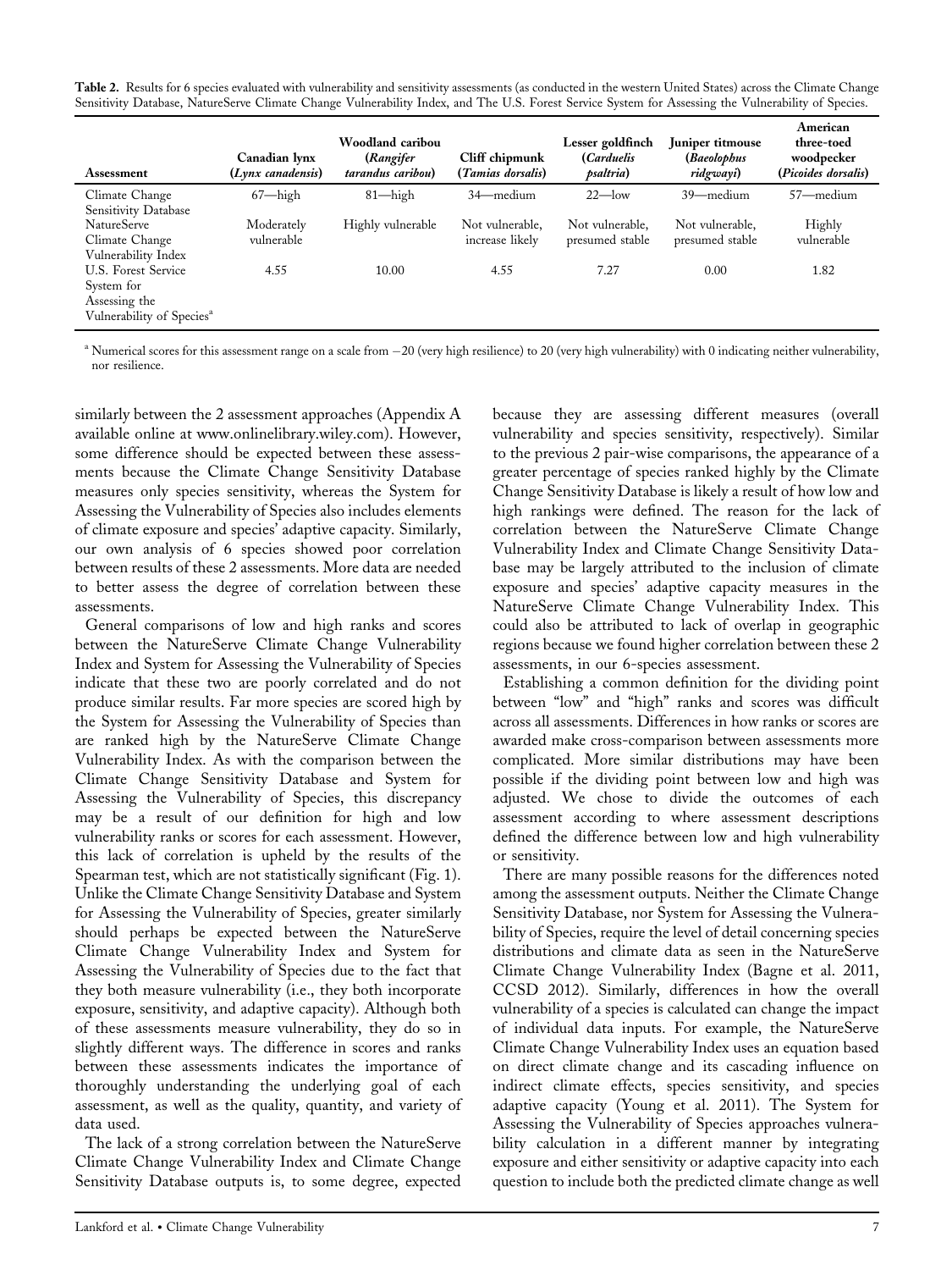**Table 2.** Results for 6 species evaluated with vulnerability and sensitivity assessments (as conducted in the western United States) across the Climate Change Sensitivity Database, NatureServe Climate Change Vulnerability Index, and The U.S. Forest Service System for Assessing the Vulnerability of Species.

| Assessment | Canadian lynx (*Lynx canadensis*) | Woodland caribou (*Rangifer tarandus caribou*) | Cliff chipmunk (*Tamias dorsalis*) | Lesser goldfinch (*Carduelis psaltria*) | Juniper titmouse (*Baeolophus ridgwayi*) | American three-toed woodpecker (*Picoides dorsalis*) |
|---|---|---|---|---|---|---|
| Climate Change Sensitivity Database | 67—high | 81—high | 34—medium | 22—low | 39—medium | 57—medium |
| NatureServe Climate Change Vulnerability Index | Moderately vulnerable | Highly vulnerable | Not vulnerable, increase likely | Not vulnerable, presumed stable | Not vulnerable, presumed stable | Highly vulnerable |
| U.S. Forest Service System for Assessing the Vulnerability of Species[a] | 4.55 | 10.00 | 4.55 | 7.27 | 0.00 | 1.82 |

[a] Numerical scores for this assessment range on a scale from −20 (very high resilience) to 20 (very high vulnerability) with 0 indicating neither vulnerability, nor resilience.

similarly between the 2 assessment approaches (Appendix A available online at www.onlinelibrary.wiley.com). However, some difference should be expected between these assessments because the Climate Change Sensitivity Database measures only species sensitivity, whereas the System for Assessing the Vulnerability of Species also includes elements of climate exposure and species' adaptive capacity. Similarly, our own analysis of 6 species showed poor correlation between results of these 2 assessments. More data are needed to better assess the degree of correlation between these assessments.

General comparisons of low and high ranks and scores between the NatureServe Climate Change Vulnerability Index and System for Assessing the Vulnerability of Species indicate that these two are poorly correlated and do not produce similar results. Far more species are scored high by the System for Assessing the Vulnerability of Species than are ranked high by the NatureServe Climate Change Vulnerability Index. As with the comparison between the Climate Change Sensitivity Database and System for Assessing the Vulnerability of Species, this discrepancy may be a result of our definition for high and low vulnerability ranks or scores for each assessment. However, this lack of correlation is upheld by the results of the Spearman test, which are not statistically significant (Fig. 1). Unlike the Climate Change Sensitivity Database and System for Assessing the Vulnerability of Species, greater similarly should perhaps be expected between the NatureServe Climate Change Vulnerability Index and System for Assessing the Vulnerability of Species due to the fact that they both measure vulnerability (i.e., they both incorporate exposure, sensitivity, and adaptive capacity). Although both of these assessments measure vulnerability, they do so in slightly different ways. The difference in scores and ranks between these assessments indicates the importance of thoroughly understanding the underlying goal of each assessment, as well as the quality, quantity, and variety of data used.

The lack of a strong correlation between the NatureServe Climate Change Vulnerability Index and Climate Change Sensitivity Database outputs is, to some degree, expected because they are assessing different measures (overall vulnerability and species sensitivity, respectively). Similar to the previous 2 pair-wise comparisons, the appearance of a greater percentage of species ranked highly by the Climate Change Sensitivity Database is likely a result of how low and high rankings were defined. The reason for the lack of correlation between the NatureServe Climate Change Vulnerability Index and Climate Change Sensitivity Database may be largely attributed to the inclusion of climate exposure and species' adaptive capacity measures in the NatureServe Climate Change Vulnerability Index. This could also be attributed to lack of overlap in geographic regions because we found higher correlation between these 2 assessments, in our 6-species assessment.

Establishing a common definition for the dividing point between "low" and "high" ranks and scores was difficult across all assessments. Differences in how ranks or scores are awarded make cross-comparison between assessments more complicated. More similar distributions may have been possible if the dividing point between low and high was adjusted. We chose to divide the outcomes of each assessment according to where assessment descriptions defined the difference between low and high vulnerability or sensitivity.

There are many possible reasons for the differences noted among the assessment outputs. Neither the Climate Change Sensitivity Database, nor System for Assessing the Vulnerability of Species, require the level of detail concerning species distributions and climate data as seen in the NatureServe Climate Change Vulnerability Index (Bagne et al. 2011, CCSD 2012). Similarly, differences in how the overall vulnerability of a species is calculated can change the impact of individual data inputs. For example, the NatureServe Climate Change Vulnerability Index uses an equation based on direct climate change and its cascading influence on indirect climate effects, species sensitivity, and species adaptive capacity (Young et al. 2011). The System for Assessing the Vulnerability of Species approaches vulnerability calculation in a different manner by integrating exposure and either sensitivity or adaptive capacity into each question to include both the predicted climate change as well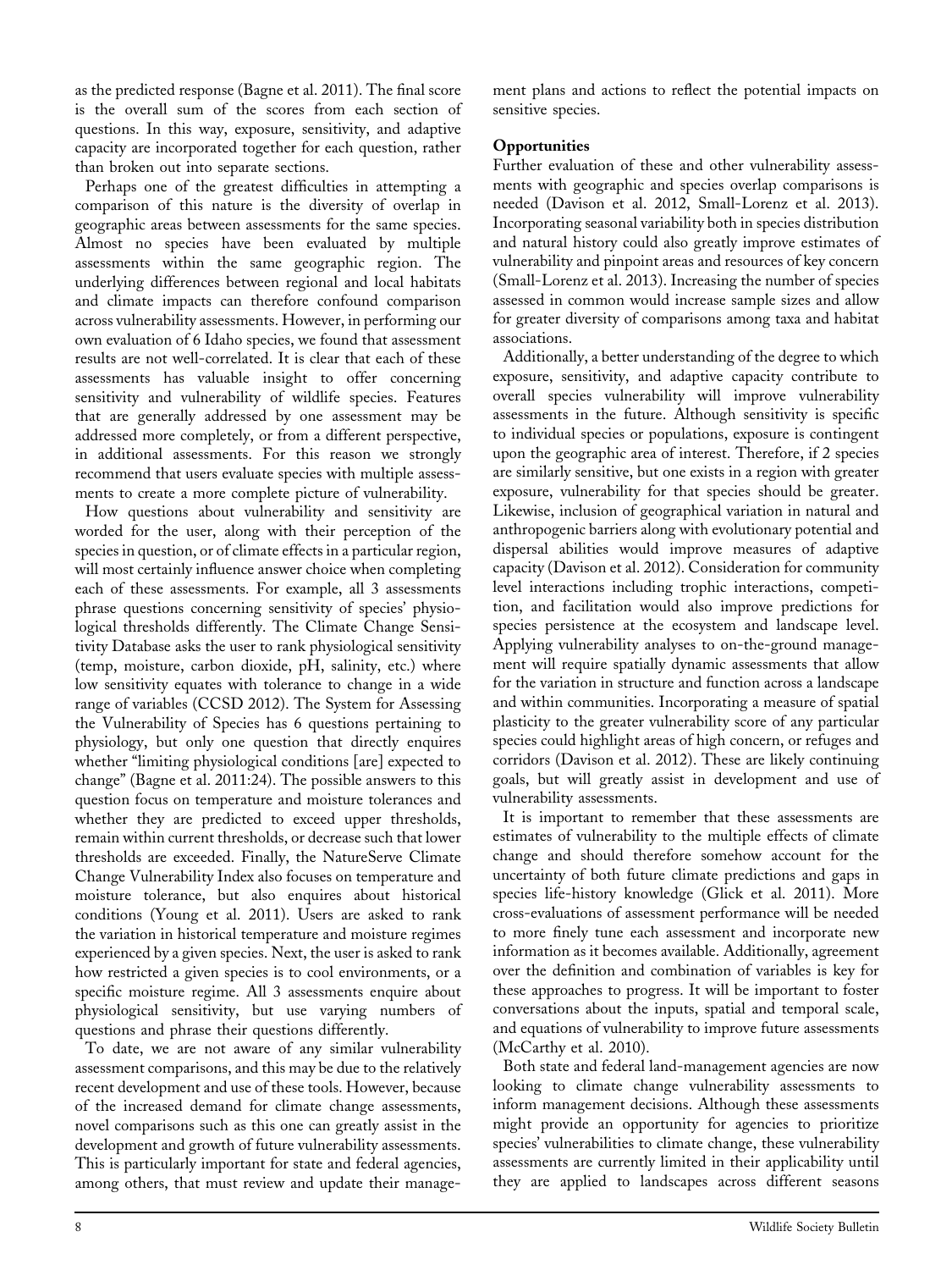as the predicted response (Bagne et al. 2011). The final score is the overall sum of the scores from each section of questions. In this way, exposure, sensitivity, and adaptive capacity are incorporated together for each question, rather than broken out into separate sections.

Perhaps one of the greatest difficulties in attempting a comparison of this nature is the diversity of overlap in geographic areas between assessments for the same species. Almost no species have been evaluated by multiple assessments within the same geographic region. The underlying differences between regional and local habitats and climate impacts can therefore confound comparison across vulnerability assessments. However, in performing our own evaluation of 6 Idaho species, we found that assessment results are not well-correlated. It is clear that each of these assessments has valuable insight to offer concerning sensitivity and vulnerability of wildlife species. Features that are generally addressed by one assessment may be addressed more completely, or from a different perspective, in additional assessments. For this reason we strongly recommend that users evaluate species with multiple assessments to create a more complete picture of vulnerability.

How questions about vulnerability and sensitivity are worded for the user, along with their perception of the species in question, or of climate effects in a particular region, will most certainly influence answer choice when completing each of these assessments. For example, all 3 assessments phrase questions concerning sensitivity of species' physiological thresholds differently. The Climate Change Sensitivity Database asks the user to rank physiological sensitivity (temp, moisture, carbon dioxide, pH, salinity, etc.) where low sensitivity equates with tolerance to change in a wide range of variables (CCSD 2012). The System for Assessing the Vulnerability of Species has 6 questions pertaining to physiology, but only one question that directly enquires whether "limiting physiological conditions [are] expected to change" (Bagne et al. 2011:24). The possible answers to this question focus on temperature and moisture tolerances and whether they are predicted to exceed upper thresholds, remain within current thresholds, or decrease such that lower thresholds are exceeded. Finally, the NatureServe Climate Change Vulnerability Index also focuses on temperature and moisture tolerance, but also enquires about historical conditions (Young et al. 2011). Users are asked to rank the variation in historical temperature and moisture regimes experienced by a given species. Next, the user is asked to rank how restricted a given species is to cool environments, or a specific moisture regime. All 3 assessments enquire about physiological sensitivity, but use varying numbers of questions and phrase their questions differently.

To date, we are not aware of any similar vulnerability assessment comparisons, and this may be due to the relatively recent development and use of these tools. However, because of the increased demand for climate change assessments, novel comparisons such as this one can greatly assist in the development and growth of future vulnerability assessments. This is particularly important for state and federal agencies, among others, that must review and update their management plans and actions to reflect the potential impacts on sensitive species.

### Opportunities

Further evaluation of these and other vulnerability assessments with geographic and species overlap comparisons is needed (Davison et al. 2012, Small-Lorenz et al. 2013). Incorporating seasonal variability both in species distribution and natural history could also greatly improve estimates of vulnerability and pinpoint areas and resources of key concern (Small-Lorenz et al. 2013). Increasing the number of species assessed in common would increase sample sizes and allow for greater diversity of comparisons among taxa and habitat associations.

Additionally, a better understanding of the degree to which exposure, sensitivity, and adaptive capacity contribute to overall species vulnerability will improve vulnerability assessments in the future. Although sensitivity is specific to individual species or populations, exposure is contingent upon the geographic area of interest. Therefore, if 2 species are similarly sensitive, but one exists in a region with greater exposure, vulnerability for that species should be greater. Likewise, inclusion of geographical variation in natural and anthropogenic barriers along with evolutionary potential and dispersal abilities would improve measures of adaptive capacity (Davison et al. 2012). Consideration for community level interactions including trophic interactions, competition, and facilitation would also improve predictions for species persistence at the ecosystem and landscape level. Applying vulnerability analyses to on-the-ground management will require spatially dynamic assessments that allow for the variation in structure and function across a landscape and within communities. Incorporating a measure of spatial plasticity to the greater vulnerability score of any particular species could highlight areas of high concern, or refuges and corridors (Davison et al. 2012). These are likely continuing goals, but will greatly assist in development and use of vulnerability assessments.

It is important to remember that these assessments are estimates of vulnerability to the multiple effects of climate change and should therefore somehow account for the uncertainty of both future climate predictions and gaps in species life-history knowledge (Glick et al. 2011). More cross-evaluations of assessment performance will be needed to more finely tune each assessment and incorporate new information as it becomes available. Additionally, agreement over the definition and combination of variables is key for these approaches to progress. It will be important to foster conversations about the inputs, spatial and temporal scale, and equations of vulnerability to improve future assessments (McCarthy et al. 2010).

Both state and federal land-management agencies are now looking to climate change vulnerability assessments to inform management decisions. Although these assessments might provide an opportunity for agencies to prioritize species' vulnerabilities to climate change, these vulnerability assessments are currently limited in their applicability until they are applied to landscapes across different seasons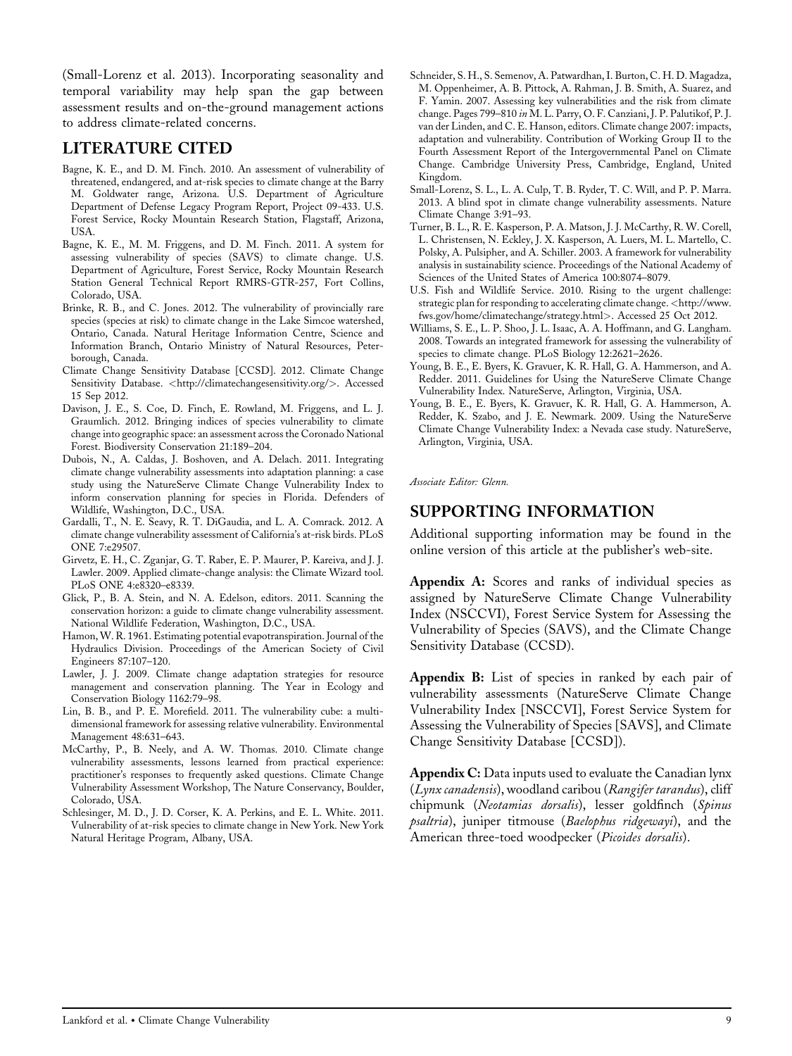(Small-Lorenz et al. 2013). Incorporating seasonality and temporal variability may help span the gap between assessment results and on-the-ground management actions to address climate-related concerns.

## LITERATURE CITED

Bagne, K. E., and D. M. Finch. 2010. An assessment of vulnerability of threatened, endangered, and at-risk species to climate change at the Barry M. Goldwater range, Arizona. U.S. Department of Agriculture Department of Defense Legacy Program Report, Project 09-433. U.S. Forest Service, Rocky Mountain Research Station, Flagstaff, Arizona, USA.

Bagne, K. E., M. M. Friggens, and D. M. Finch. 2011. A system for assessing vulnerability of species (SAVS) to climate change. U.S. Department of Agriculture, Forest Service, Rocky Mountain Research Station General Technical Report RMRS-GTR-257, Fort Collins, Colorado, USA.

Brinke, R. B., and C. Jones. 2012. The vulnerability of provincially rare species (species at risk) to climate change in the Lake Simcoe watershed, Ontario, Canada. Natural Heritage Information Centre, Science and Information Branch, Ontario Ministry of Natural Resources, Peterborough, Canada.

Climate Change Sensitivity Database [CCSD]. 2012. Climate Change Sensitivity Database. <http://climatechangesensitivity.org/>. Accessed 15 Sep 2012.

Davison, J. E., S. Coe, D. Finch, E. Rowland, M. Friggens, and L. J. Graumlich. 2012. Bringing indices of species vulnerability to climate change into geographic space: an assessment across the Coronado National Forest. Biodiversity Conservation 21:189–204.

Dubois, N., A. Caldas, J. Boshoven, and A. Delach. 2011. Integrating climate change vulnerability assessments into adaptation planning: a case study using the NatureServe Climate Change Vulnerability Index to inform conservation planning for species in Florida. Defenders of Wildlife, Washington, D.C., USA.

Gardalli, T., N. E. Seavy, R. T. DiGaudia, and L. A. Comrack. 2012. A climate change vulnerability assessment of California's at-risk birds. PLoS ONE 7:e29507.

Girvetz, E. H., C. Zganjar, G. T. Raber, E. P. Maurer, P. Kareiva, and J. J. Lawler. 2009. Applied climate-change analysis: the Climate Wizard tool. PLoS ONE 4:e8320–e8339.

Glick, P., B. A. Stein, and N. A. Edelson, editors. 2011. Scanning the conservation horizon: a guide to climate change vulnerability assessment. National Wildlife Federation, Washington, D.C., USA.

Hamon, W. R. 1961. Estimating potential evapotranspiration. Journal of the Hydraulics Division. Proceedings of the American Society of Civil Engineers 87:107–120.

Lawler, J. J. 2009. Climate change adaptation strategies for resource management and conservation planning. The Year in Ecology and Conservation Biology 1162:79–98.

Lin, B. B., and P. E. Morefield. 2011. The vulnerability cube: a multi-dimensional framework for assessing relative vulnerability. Environmental Management 48:631–643.

McCarthy, P., B. Neely, and A. W. Thomas. 2010. Climate change vulnerability assessments, lessons learned from practical experience: practitioner's responses to frequently asked questions. Climate Change Vulnerability Assessment Workshop, The Nature Conservancy, Boulder, Colorado, USA.

Schlesinger, M. D., J. D. Corser, K. A. Perkins, and E. L. White. 2011. Vulnerability of at-risk species to climate change in New York. New York Natural Heritage Program, Albany, USA.

Schneider, S. H., S. Semenov, A. Patwardhan, I. Burton, C. H. D. Magadza, M. Oppenheimer, A. B. Pittock, A. Rahman, J. B. Smith, A. Suarez, and F. Yamin. 2007. Assessing key vulnerabilities and the risk from climate change. Pages 799–810 *in* M. L. Parry, O. F. Canziani, J. P. Palutikof, P. J. van der Linden, and C. E. Hanson, editors. Climate change 2007: impacts, adaptation and vulnerability. Contribution of Working Group II to the Fourth Assessment Report of the Intergovernmental Panel on Climate Change. Cambridge University Press, Cambridge, England, United Kingdom.

Small-Lorenz, S. L., L. A. Culp, T. B. Ryder, T. C. Will, and P. P. Marra. 2013. A blind spot in climate change vulnerability assessments. Nature Climate Change 3:91–93.

Turner, B. L., R. E. Kasperson, P. A. Matson, J. J. McCarthy, R. W. Corell, L. Christensen, N. Eckley, J. X. Kasperson, A. Luers, M. L. Martello, C. Polsky, A. Pulsipher, and A. Schiller. 2003. A framework for vulnerability analysis in sustainability science. Proceedings of the National Academy of Sciences of the United States of America 100:8074–8079.

U.S. Fish and Wildlife Service. 2010. Rising to the urgent challenge: strategic plan for responding to accelerating climate change. <http://www.fws.gov/home/climatechange/strategy.html>. Accessed 25 Oct 2012.

Williams, S. E., L. P. Shoo, J. L. Isaac, A. A. Hoffmann, and G. Langham. 2008. Towards an integrated framework for assessing the vulnerability of species to climate change. PLoS Biology 12:2621–2626.

Young, B. E., E. Byers, K. Gravuer, K. R. Hall, G. A. Hammerson, and A. Redder. 2011. Guidelines for Using the NatureServe Climate Change Vulnerability Index. NatureServe, Arlington, Virginia, USA.

Young, B. E., E. Byers, K. Gravuer, K. R. Hall, G. A. Hammerson, A. Redder, K. Szabo, and J. E. Newmark. 2009. Using the NatureServe Climate Change Vulnerability Index: a Nevada case study. NatureServe, Arlington, Virginia, USA.

*Associate Editor: Glenn.*

## SUPPORTING INFORMATION

Additional supporting information may be found in the online version of this article at the publisher's web-site.

**Appendix A:** Scores and ranks of individual species as assigned by NatureServe Climate Change Vulnerability Index (NSCCVI), Forest Service System for Assessing the Vulnerability of Species (SAVS), and the Climate Change Sensitivity Database (CCSD).

**Appendix B:** List of species in ranked by each pair of vulnerability assessments (NatureServe Climate Change Vulnerability Index [NSCCVI], Forest Service System for Assessing the Vulnerability of Species [SAVS], and Climate Change Sensitivity Database [CCSD]).

**Appendix C:** Data inputs used to evaluate the Canadian lynx (*Lynx canadensis*), woodland caribou (*Rangifer tarandus*), cliff chipmunk (*Neotamias dorsalis*), lesser goldfinch (*Spinus psaltria*), juniper titmouse (*Baelophus ridgewayi*), and the American three-toed woodpecker (*Picoides dorsalis*).